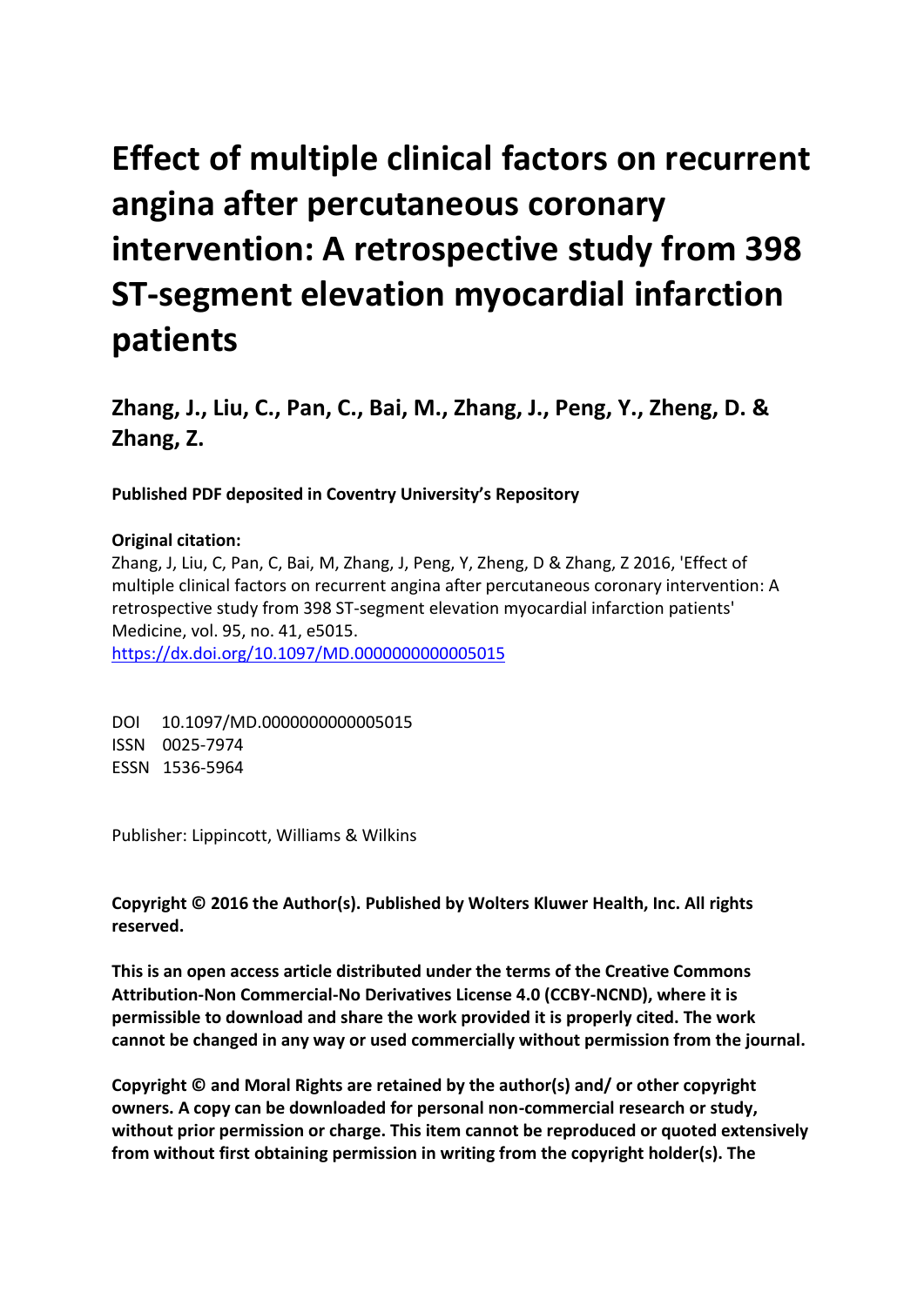# Effect of multiple clinical factors on recurrent angina after percutaneous coronary intervention: A retrospective study from 398 ST-segment elevation myocardial infarction patients

**Zhang, J., Liu, C., Pan, C., Bai, M., Zhang, J., Peng, Y., Zheng, D. & Zhang, Z.**

**Published PDF deposited in Coventry University's Repository**

**Original citation:**

Zhang, J, Liu, C, Pan, C, Bai, M, Zhang, J, Peng, Y, Zheng, D & Zhang, Z 2016, 'Effect of multiple clinical factors on recurrent angina after percutaneous coronary intervention: A retrospective study from 398 ST-segment elevation myocardial infarction patients' Medicine, vol. 95, no. 41, e5015.

https://dx.doi.org/10.1097/MD.0000000000005015

DOI 10.1097/MD.0000000000005015
ISSN 0025-7974
ESSN 1536-5964

Publisher: Lippincott, Williams & Wilkins

**Copyright © 2016 the Author(s). Published by Wolters Kluwer Health, Inc. All rights reserved.**

**This is an open access article distributed under the terms of the Creative Commons Attribution-Non Commercial-No Derivatives License 4.0 (CCBY-NCND), where it is permissible to download and share the work provided it is properly cited. The work cannot be changed in any way or used commercially without permission from the journal.**

**Copyright © and Moral Rights are retained by the author(s) and/ or other copyright owners. A copy can be downloaded for personal non-commercial research or study, without prior permission or charge. This item cannot be reproduced or quoted extensively from without first obtaining permission in writing from the copyright holder(s). The**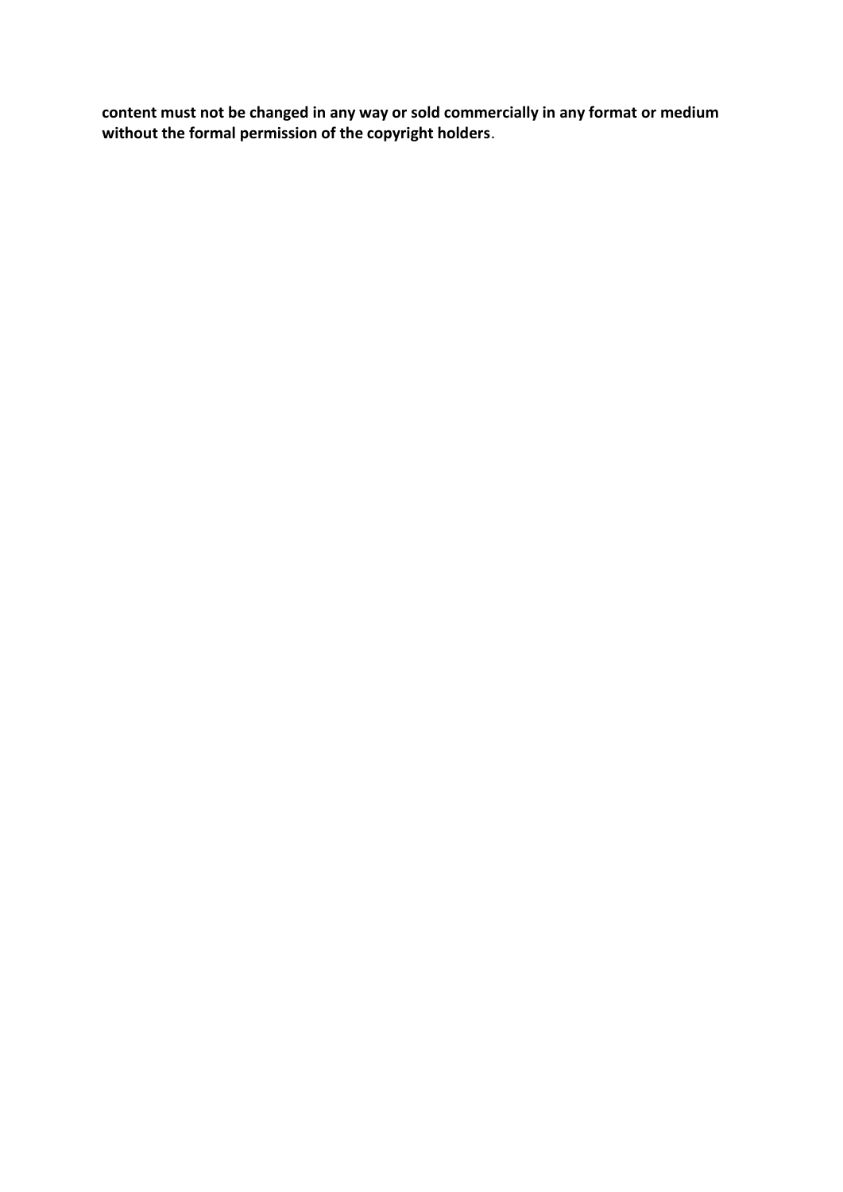**content must not be changed in any way or sold commercially in any format or medium without the formal permission of the copyright holders**.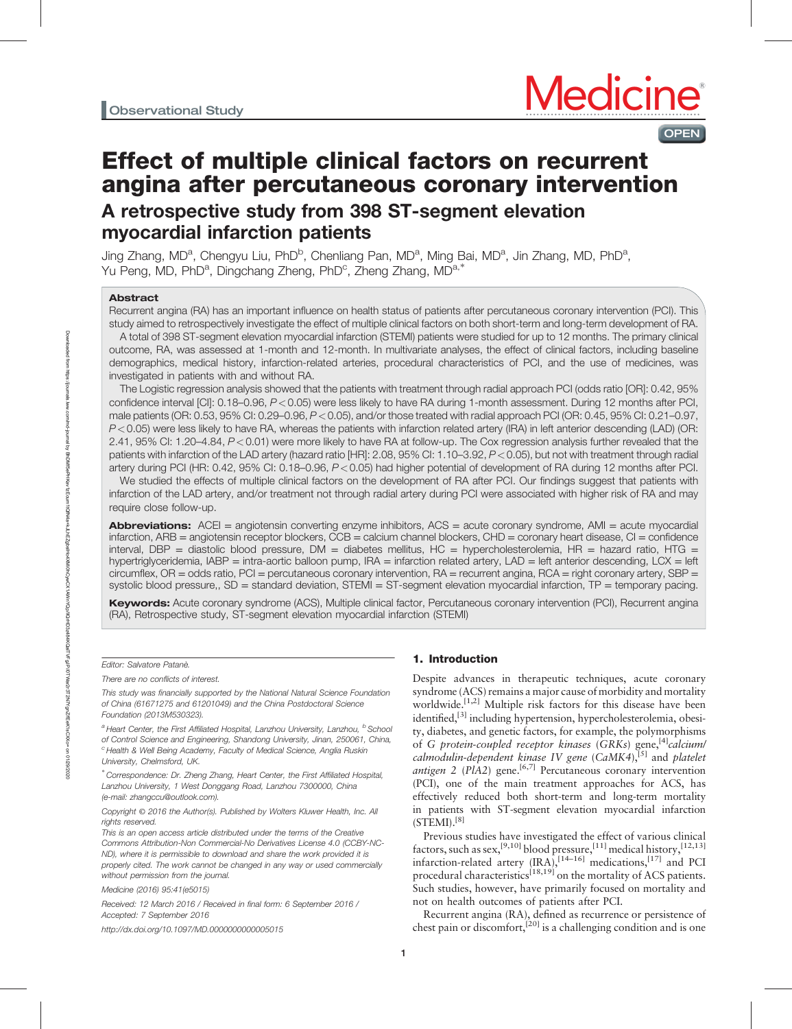Observational Study

# Effect of multiple clinical factors on recurrent angina after percutaneous coronary intervention

## A retrospective study from 398 ST-segment elevation myocardial infarction patients

Jing Zhang, MD[a], Chengyu Liu, PhD[b], Chenliang Pan, MD[a], Ming Bai, MD[a], Jin Zhang, MD, PhD[a], Yu Peng, MD, PhD[a], Dingchang Zheng, PhD[c], Zheng Zhang, MD[a,*]

### Abstract

Recurrent angina (RA) has an important influence on health status of patients after percutaneous coronary intervention (PCI). This study aimed to retrospectively investigate the effect of multiple clinical factors on both short-term and long-term development of RA.

A total of 398 ST-segment elevation myocardial infarction (STEMI) patients were studied for up to 12 months. The primary clinical outcome, RA, was assessed at 1-month and 12-month. In multivariate analyses, the effect of clinical factors, including baseline demographics, medical history, infarction-related arteries, procedural characteristics of PCI, and the use of medicines, was investigated in patients with and without RA.

The Logistic regression analysis showed that the patients with treatment through radial approach PCI (odds ratio [OR]: 0.42, 95% confidence interval [CI]: 0.18–0.96, $P<0.05$) were less likely to have RA during 1-month assessment. During 12 months after PCI, male patients (OR: 0.53, 95% CI: 0.29–0.96, $P<0.05$), and/or those treated with radial approach PCI (OR: 0.45, 95% CI: 0.21–0.97, $P<0.05$) were less likely to have RA, whereas the patients with infarction related artery (IRA) in left anterior descending (LAD) (OR: 2.41, 95% CI: 1.20–4.84, $P<0.01$) were more likely to have RA at follow-up. The Cox regression analysis further revealed that the patients with infarction of the LAD artery (hazard ratio [HR]: 2.08, 95% CI: 1.10–3.92, $P<0.05$), but not with treatment through radial artery during PCI (HR: 0.42, 95% CI: 0.18–0.96, $P<0.05$) had higher potential of development of RA during 12 months after PCI.

We studied the effects of multiple clinical factors on the development of RA after PCI. Our findings suggest that patients with infarction of the LAD artery, and/or treatment not through radial artery during PCI were associated with higher risk of RA and may require close follow-up.

**Abbreviations:** ACEI = angiotensin converting enzyme inhibitors, ACS = acute coronary syndrome, AMI = acute myocardial infarction, ARB = angiotensin receptor blockers, CCB = calcium channel blockers, CHD = coronary heart disease, CI = confidence interval, DBP = diastolic blood pressure, DM = diabetes mellitus, HC = hypercholesterolemia, HR = hazard ratio, HTG = hypertriglyceridemia, IABP = intra-aortic balloon pump, IRA = infarction related artery, LAD = left anterior descending, LCX = left circumflex, OR = odds ratio, PCI = percutaneous coronary intervention, RA = recurrent angina, RCA = right coronary artery, SBP = systolic blood pressure,, SD = standard deviation, STEMI = ST-segment elevation myocardial infarction, TP = temporary pacing.

**Keywords:** Acute coronary syndrome (ACS), Multiple clinical factor, Percutaneous coronary intervention (PCI), Recurrent angina (RA), Retrospective study, ST-segment elevation myocardial infarction (STEMI)

## 1. Introduction

Despite advances in therapeutic techniques, acute coronary syndrome (ACS) remains a major cause of morbidity and mortality worldwide.[1,2] Multiple risk factors for this disease have been identified,[3] including hypertension, hypercholesterolemia, obesity, diabetes, and genetic factors, for example, the polymorphisms of *G protein-coupled receptor kinases* (*GRKs*) gene,[4] *calcium/calmodulin-dependent kinase IV gene* (*CaMK4*),[5] and *platelet antigen 2* (*PlA2*) gene.[6,7] Percutaneous coronary intervention (PCI), one of the main treatment approaches for ACS, has effectively reduced both short-term and long-term mortality in patients with ST-segment elevation myocardial infarction (STEMI).[8]

Previous studies have investigated the effect of various clinical factors, such as sex,[9,10] blood pressure,[11] medical history,[12,13] infarction-related artery (IRA),[14–16] medications,[17] and PCI procedural characteristics[18,19] on the mortality of ACS patients. Such studies, however, have primarily focused on mortality and not on health outcomes of patients after PCI.

Recurrent angina (RA), defined as recurrence or persistence of chest pain or discomfort,[20] is a challenging condition and is one

Editor: Salvatore Patanè.

There are no conflicts of interest.

This study was financially supported by the National Natural Science Foundation of China (61671275 and 61201049) and the China Postdoctoral Science Foundation (2013M530323).

[a] Heart Center, the First Affiliated Hospital, Lanzhou University, Lanzhou, [b] School of Control Science and Engineering, Shandong University, Jinan, 250061, China, [c] Health & Well Being Academy, Faculty of Medical Science, Anglia Ruskin University, Chelmsford, UK.

[*] Correspondence: Dr. Zheng Zhang, Heart Center, the First Affiliated Hospital, Lanzhou University, 1 West Donggang Road, Lanzhou 7300000, China (e-mail: zhangccu@outlook.com).

Copyright © 2016 the Author(s). Published by Wolters Kluwer Health, Inc. All rights reserved.

This is an open access article distributed under the terms of the Creative Commons Attribution-Non Commercial-No Derivatives License 4.0 (CCBY-NC-ND), where it is permissible to download and share the work provided it is properly cited. The work cannot be changed in any way or used commercially without permission from the journal.

Medicine (2016) 95:41(e5015)

Received: 12 March 2016 / Received in final form: 6 September 2016 / Accepted: 7 September 2016

http://dx.doi.org/10.1097/MD.0000000000005015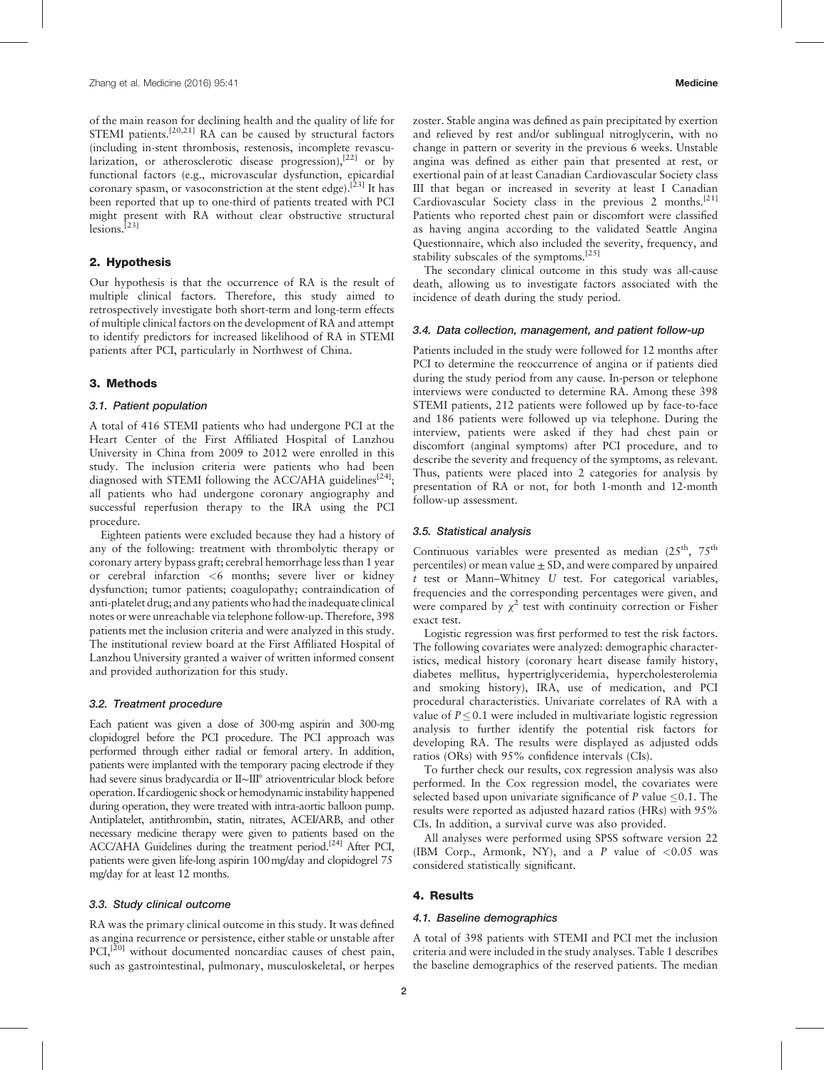of the main reason for declining health and the quality of life for STEMI patients.[20,21] RA can be caused by structural factors (including in-stent thrombosis, restenosis, incomplete revascularization, or atherosclerotic disease progression),[22] or by functional factors (e.g., microvascular dysfunction, epicardial coronary spasm, or vasoconstriction at the stent edge).[23] It has been reported that up to one-third of patients treated with PCI might present with RA without clear obstructive structural lesions.[23]

## 2. Hypothesis

Our hypothesis is that the occurrence of RA is the result of multiple clinical factors. Therefore, this study aimed to retrospectively investigate both short-term and long-term effects of multiple clinical factors on the development of RA and attempt to identify predictors for increased likelihood of RA in STEMI patients after PCI, particularly in Northwest of China.

## 3. Methods

### 3.1. Patient population

A total of 416 STEMI patients who had undergone PCI at the Heart Center of the First Affiliated Hospital of Lanzhou University in China from 2009 to 2012 were enrolled in this study. The inclusion criteria were patients who had been diagnosed with STEMI following the ACC/AHA guidelines[24]; all patients who had undergone coronary angiography and successful reperfusion therapy to the IRA using the PCI procedure.

Eighteen patients were excluded because they had a history of any of the following: treatment with thrombolytic therapy or coronary artery bypass graft; cerebral hemorrhage less than 1 year or cerebral infarction <6 months; severe liver or kidney dysfunction; tumor patients; coagulopathy; contraindication of anti-platelet drug; and any patients who had the inadequate clinical notes or were unreachable via telephone follow-up. Therefore, 398 patients met the inclusion criteria and were analyzed in this study. The institutional review board at the First Affiliated Hospital of Lanzhou University granted a waiver of written informed consent and provided authorization for this study.

### 3.2. Treatment procedure

Each patient was given a dose of 300-mg aspirin and 300-mg clopidogrel before the PCI procedure. The PCI approach was performed through either radial or femoral artery. In addition, patients were implanted with the temporary pacing electrode if they had severe sinus bradycardia or II~III° atrioventricular block before operation. If cardiogenic shock or hemodynamic instability happened during operation, they were treated with intra-aortic balloon pump. Antiplatelet, antithrombin, statin, nitrates, ACEI/ARB, and other necessary medicine therapy were given to patients based on the ACC/AHA Guidelines during the treatment period.[24] After PCI, patients were given life-long aspirin 100 mg/day and clopidogrel 75 mg/day for at least 12 months.

### 3.3. Study clinical outcome

RA was the primary clinical outcome in this study. It was defined as angina recurrence or persistence, either stable or unstable after PCI,[20] without documented noncardiac causes of chest pain, such as gastrointestinal, pulmonary, musculoskeletal, or herpes zoster. Stable angina was defined as pain precipitated by exertion and relieved by rest and/or sublingual nitroglycerin, with no change in pattern or severity in the previous 6 weeks. Unstable angina was defined as either pain that presented at rest, or exertional pain of at least Canadian Cardiovascular Society class III that began or increased in severity at least I Canadian Cardiovascular Society class in the previous 2 months.[21] Patients who reported chest pain or discomfort were classified as having angina according to the validated Seattle Angina Questionnaire, which also included the severity, frequency, and stability subscales of the symptoms.[25]

The secondary clinical outcome in this study was all-cause death, allowing us to investigate factors associated with the incidence of death during the study period.

### 3.4. Data collection, management, and patient follow-up

Patients included in the study were followed for 12 months after PCI to determine the reoccurrence of angina or if patients died during the study period from any cause. In-person or telephone interviews were conducted to determine RA. Among these 398 STEMI patients, 212 patients were followed up by face-to-face and 186 patients were followed up via telephone. During the interview, patients were asked if they had chest pain or discomfort (anginal symptoms) after PCI procedure, and to describe the severity and frequency of the symptoms, as relevant. Thus, patients were placed into 2 categories for analysis by presentation of RA or not, for both 1-month and 12-month follow-up assessment.

### 3.5. Statistical analysis

Continuous variables were presented as median (25th, 75th percentiles) or mean value ± SD, and were compared by unpaired $t$ test or Mann–Whitney $U$ test. For categorical variables, frequencies and the corresponding percentages were given, and were compared by $\chi^2$ test with continuity correction or Fisher exact test.

Logistic regression was first performed to test the risk factors. The following covariates were analyzed: demographic characteristics, medical history (coronary heart disease family history, diabetes mellitus, hypertriglyceridemia, hypercholesterolemia and smoking history), IRA, use of medication, and PCI procedural characteristics. Univariate correlates of RA with a value of $P \leq 0.1$ were included in multivariate logistic regression analysis to further identify the potential risk factors for developing RA. The results were displayed as adjusted odds ratios (ORs) with 95% confidence intervals (CIs).

To further check our results, cox regression analysis was also performed. In the Cox regression model, the covariates were selected based upon univariate significance of $P$ value $\leq 0.1$. The results were reported as adjusted hazard ratios (HRs) with 95% CIs. In addition, a survival curve was also provided.

All analyses were performed using SPSS software version 22 (IBM Corp., Armonk, NY), and a $P$ value of $<0.05$ was considered statistically significant.

## 4. Results

### 4.1. Baseline demographics

A total of 398 patients with STEMI and PCI met the inclusion criteria and were included in the study analyses. Table 1 describes the baseline demographics of the reserved patients. The median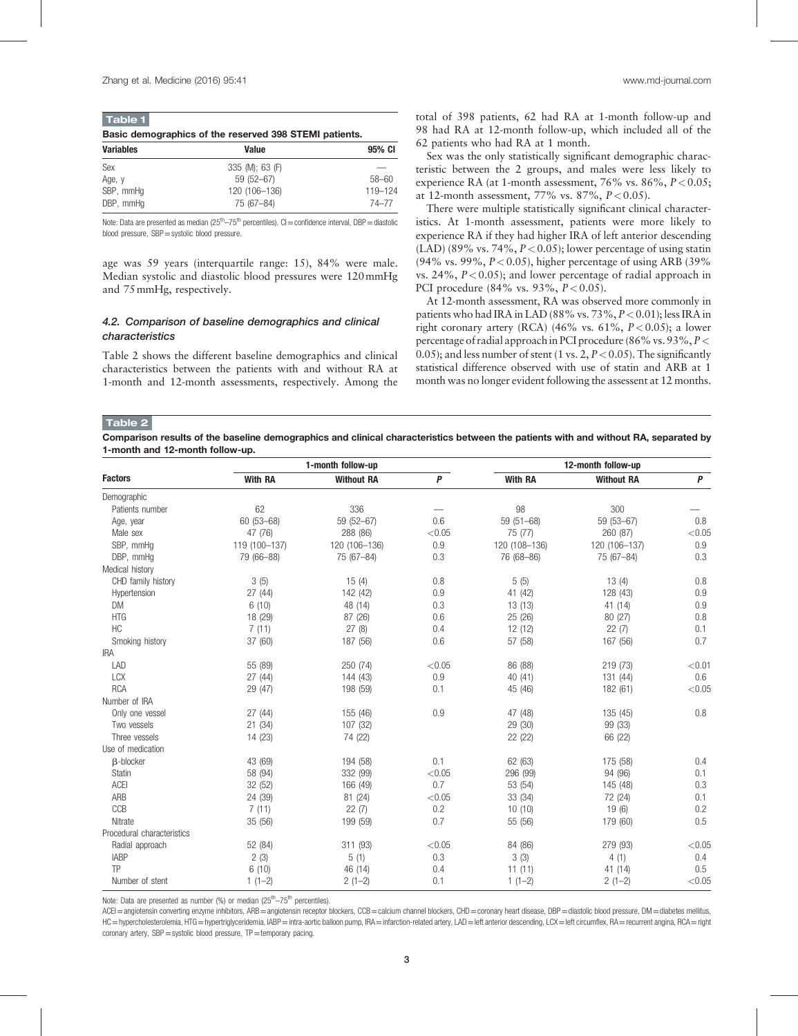**Table 1**

**Basic demographics of the reserved 398 STEMI patients.**

| Variables | Value | 95% CI |
|---|---|---|
| Sex | 335 (M); 63 (F) | — |
| Age, y | 59 (52–67) | 58–60 |
| SBP, mmHg | 120 (106–136) | 119–124 |
| DBP, mmHg | 75 (67–84) | 74–77 |

Note: Data are presented as median (25th–75th percentiles). CI = confidence interval, DBP = diastolic blood pressure, SBP = systolic blood pressure.

age was 59 years (interquartile range: 15), 84% were male. Median systolic and diastolic blood pressures were 120 mmHg and 75 mmHg, respectively.

### 4.2. Comparison of baseline demographics and clinical characteristics

Table 2 shows the different baseline demographics and clinical characteristics between the patients with and without RA at 1-month and 12-month assessments, respectively. Among the total of 398 patients, 62 had RA at 1-month follow-up and 98 had RA at 12-month follow-up, which included all of the 62 patients who had RA at 1 month.

Sex was the only statistically significant demographic characteristic between the 2 groups, and males were less likely to experience RA (at 1-month assessment, 76% vs. 86%, $P < 0.05$; at 12-month assessment, 77% vs. 87%, $P < 0.05$).

There were multiple statistically significant clinical characteristics. At 1-month assessment, patients were more likely to experience RA if they had higher IRA of left anterior descending (LAD) (89% vs. 74%, $P < 0.05$); lower percentage of using statin (94% vs. 99%, $P < 0.05$), higher percentage of using ARB (39% vs. 24%, $P < 0.05$); and lower percentage of radial approach in PCI procedure (84% vs. 93%, $P < 0.05$).

At 12-month assessment, RA was observed more commonly in patients who had IRA in LAD (88% vs. 73%, $P < 0.01$); less IRA in right coronary artery (RCA) (46% vs. 61%, $P < 0.05$); a lower percentage of radial approach in PCI procedure (86% vs. 93%, $P < 0.05$); and less number of stent (1 vs. 2, $P < 0.05$). The significantly statistical difference observed with use of statin and ARB at 1 month was no longer evident following the assessent at 12 months.

**Table 2**

**Comparison results of the baseline demographics and clinical characteristics between the patients with and without RA, separated by 1-month and 12-month follow-up.**

| Factors | 1-month follow-up | | | 12-month follow-up | | |
|---|---|---|---|---|---|---|
| | With RA | Without RA | P | With RA | Without RA | P |
| Demographic | | | | | | |
| Patients number | 62 | 336 | — | 98 | 300 | — |
| Age, year | 60 (53–68) | 59 (52–67) | 0.6 | 59 (51–68) | 59 (53–67) | 0.8 |
| Male sex | 47 (76) | 288 (86) | <0.05 | 75 (77) | 260 (87) | <0.05 |
| SBP, mmHg | 119 (100–137) | 120 (106–136) | 0.9 | 120 (108–136) | 120 (106–137) | 0.9 |
| DBP, mmHg | 79 (66–88) | 75 (67–84) | 0.3 | 76 (68–86) | 75 (67–84) | 0.3 |
| Medical history | | | | | | |
| CHD family history | 3 (5) | 15 (4) | 0.8 | 5 (5) | 13 (4) | 0.8 |
| Hypertension | 27 (44) | 142 (42) | 0.9 | 41 (42) | 128 (43) | 0.9 |
| DM | 6 (10) | 48 (14) | 0.3 | 13 (13) | 41 (14) | 0.9 |
| HTG | 18 (29) | 87 (26) | 0.6 | 25 (26) | 80 (27) | 0.8 |
| HC | 7 (11) | 27 (8) | 0.4 | 12 (12) | 22 (7) | 0.1 |
| Smoking history | 37 (60) | 187 (56) | 0.6 | 57 (58) | 167 (56) | 0.7 |
| IRA | | | | | | |
| LAD | 55 (89) | 250 (74) | <0.05 | 86 (88) | 219 (73) | <0.01 |
| LCX | 27 (44) | 144 (43) | 0.9 | 40 (41) | 131 (44) | 0.6 |
| RCA | 29 (47) | 198 (59) | 0.1 | 45 (46) | 182 (61) | <0.05 |
| Number of IRA | | | | | | |
| Only one vessel | 27 (44) | 155 (46) | 0.9 | 47 (48) | 135 (45) | 0.8 |
| Two vessels | 21 (34) | 107 (32) | | 29 (30) | 99 (33) | |
| Three vessels | 14 (23) | 74 (22) | | 22 (22) | 66 (22) | |
| Use of medication | | | | | | |
| β-blocker | 43 (69) | 194 (58) | 0.1 | 62 (63) | 175 (58) | 0.4 |
| Statin | 58 (94) | 332 (99) | <0.05 | 296 (99) | 94 (96) | 0.1 |
| ACEI | 32 (52) | 166 (49) | 0.7 | 53 (54) | 145 (48) | 0.3 |
| ARB | 24 (39) | 81 (24) | <0.05 | 33 (34) | 72 (24) | 0.1 |
| CCB | 7 (11) | 22 (7) | 0.2 | 10 (10) | 19 (6) | 0.2 |
| Nitrate | 35 (56) | 199 (59) | 0.7 | 55 (56) | 179 (60) | 0.5 |
| Procedural characteristics | | | | | | |
| Radial approach | 52 (84) | 311 (93) | <0.05 | 84 (86) | 279 (93) | <0.05 |
| IABP | 2 (3) | 5 (1) | 0.3 | 3 (3) | 4 (1) | 0.4 |
| TP | 6 (10) | 46 (14) | 0.4 | 11 (11) | 41 (14) | 0.5 |
| Number of stent | 1 (1–2) | 2 (1–2) | 0.1 | 1 (1–2) | 2 (1–2) | <0.05 |

Note: Data are presented as number (%) or median (25th–75th percentiles).

ACEI = angiotensin converting enzyme inhibitors, ARB = angiotensin receptor blockers, CCB = calcium channel blockers, CHD = coronary heart disease, DBP = diastolic blood pressure, DM = diabetes mellitus, HC = hypercholesterolemia, HTG = hypertriglyceridemia, IABP = intra-aortic balloon pump, IRA = infarction-related artery, LAD = left anterior descending, LCX = left circumflex, RA = recurrent angina, RCA = right coronary artery, SBP = systolic blood pressure, TP = temporary pacing.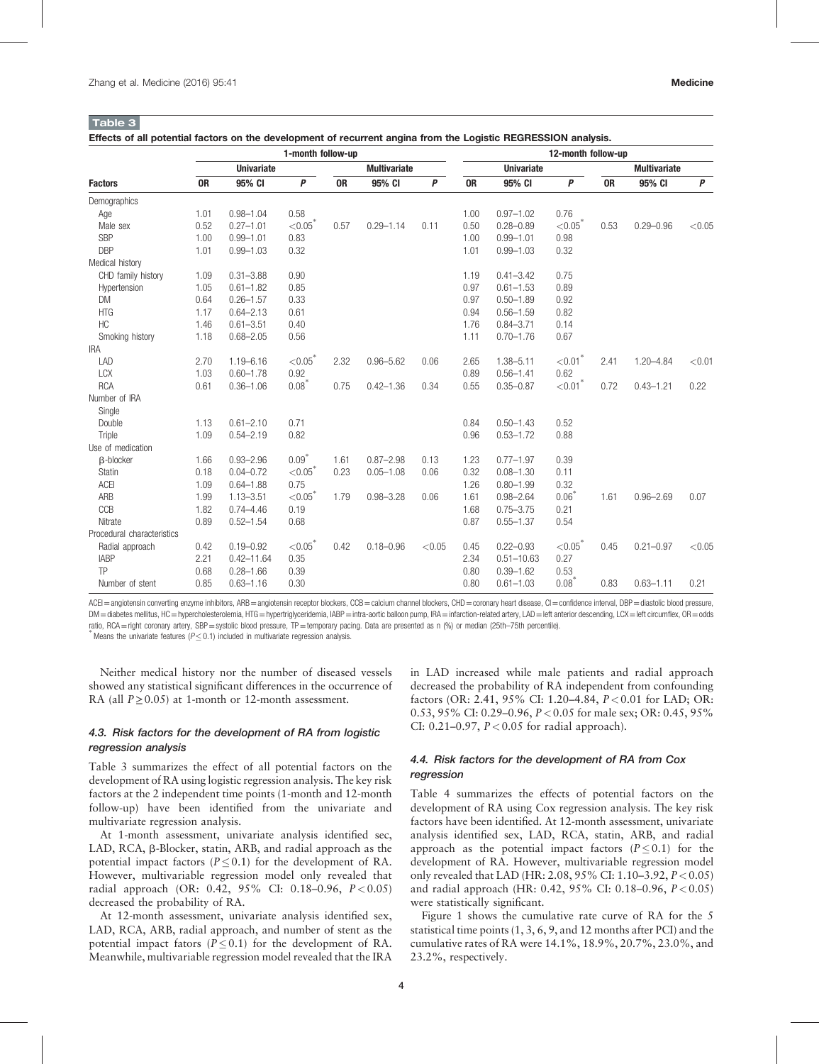**Table 3**

**Effects of all potential factors on the development of recurrent angina from the Logistic REGRESSION analysis.**

| Factors | 1-month follow-up | | | | | | 12-month follow-up | | | | | |
|---|---|---|---|---|---|---|---|---|---|---|---|---|
| | Univariate | | | Multivariate | | | Univariate | | | Multivariate | | |
| | OR | 95% CI | P | OR | 95% CI | P | OR | 95% CI | P | OR | 95% CI | P |
| Demographics | | | | | | | | | | | | |
| Age | 1.01 | 0.98–1.04 | 0.58 | | | | 1.00 | 0.97–1.02 | 0.76 | | | |
| Male sex | 0.52 | 0.27–1.01 | <0.05* | 0.57 | 0.29–1.14 | 0.11 | 0.50 | 0.28–0.89 | <0.05* | 0.53 | 0.29–0.96 | <0.05 |
| SBP | 1.00 | 0.99–1.01 | 0.83 | | | | 1.00 | 0.99–1.01 | 0.98 | | | |
| DBP | 1.01 | 0.99–1.03 | 0.32 | | | | 1.01 | 0.99–1.03 | 0.32 | | | |
| Medical history | | | | | | | | | | | | |
| CHD family history | 1.09 | 0.31–3.88 | 0.90 | | | | 1.19 | 0.41–3.42 | 0.75 | | | |
| Hypertension | 1.05 | 0.61–1.82 | 0.85 | | | | 0.97 | 0.61–1.53 | 0.89 | | | |
| DM | 0.64 | 0.26–1.57 | 0.33 | | | | 0.97 | 0.50–1.89 | 0.92 | | | |
| HTG | 1.17 | 0.64–2.13 | 0.61 | | | | 0.94 | 0.56–1.59 | 0.82 | | | |
| HC | 1.46 | 0.61–3.51 | 0.40 | | | | 1.76 | 0.84–3.71 | 0.14 | | | |
| Smoking history | 1.18 | 0.68–2.05 | 0.56 | | | | 1.11 | 0.70–1.76 | 0.67 | | | |
| IRA | | | | | | | | | | | | |
| LAD | 2.70 | 1.19–6.16 | <0.05* | 2.32 | 0.96–5.62 | 0.06 | 2.65 | 1.38–5.11 | <0.01* | 2.41 | 1.20–4.84 | <0.01 |
| LCX | 1.03 | 0.60–1.78 | 0.92 | | | | 0.89 | 0.56–1.41 | 0.62 | | | |
| RCA | 0.61 | 0.36–1.06 | 0.08* | 0.75 | 0.42–1.36 | 0.34 | 0.55 | 0.35–0.87 | <0.01* | 0.72 | 0.43–1.21 | 0.22 |
| Number of IRA | | | | | | | | | | | | |
| Single | | | | | | | | | | | | |
| Double | 1.13 | 0.61–2.10 | 0.71 | | | | 0.84 | 0.50–1.43 | 0.52 | | | |
| Triple | 1.09 | 0.54–2.19 | 0.82 | | | | 0.96 | 0.53–1.72 | 0.88 | | | |
| Use of medication | | | | | | | | | | | | |
| β-blocker | 1.66 | 0.93–2.96 | 0.09* | 1.61 | 0.87–2.98 | 0.13 | 1.23 | 0.77–1.97 | 0.39 | | | |
| Statin | 0.18 | 0.04–0.72 | <0.05* | 0.23 | 0.05–1.08 | 0.06 | 0.32 | 0.08–1.30 | 0.11 | | | |
| ACEI | 1.09 | 0.64–1.88 | 0.75 | | | | 1.26 | 0.80–1.99 | 0.32 | | | |
| ARB | 1.99 | 1.13–3.51 | <0.05* | 1.79 | 0.98–3.28 | 0.06 | 1.61 | 0.98–2.64 | 0.06* | 1.61 | 0.96–2.69 | 0.07 |
| CCB | 1.82 | 0.74–4.46 | 0.19 | | | | 1.68 | 0.75–3.75 | 0.21 | | | |
| Nitrate | 0.89 | 0.52–1.54 | 0.68 | | | | 0.87 | 0.55–1.37 | 0.54 | | | |
| Procedural characteristics | | | | | | | | | | | | |
| Radial approach | 0.42 | 0.19–0.92 | <0.05* | 0.42 | 0.18–0.96 | <0.05 | 0.45 | 0.22–0.93 | <0.05* | 0.45 | 0.21–0.97 | <0.05 |
| IABP | 2.21 | 0.42–11.64 | 0.35 | | | | 2.34 | 0.51–10.63 | 0.27 | | | |
| TP | 0.68 | 0.28–1.66 | 0.39 | | | | 0.80 | 0.39–1.62 | 0.53 | | | |
| Number of stent | 0.85 | 0.63–1.16 | 0.30 | | | | 0.80 | 0.61–1.03 | 0.08* | 0.83 | 0.63–1.11 | 0.21 |

ACEI = angiotensin converting enzyme inhibitors, ARB = angiotensin receptor blockers, CCB = calcium channel blockers, CHD = coronary heart disease, CI = confidence interval, DBP = diastolic blood pressure, DM = diabetes mellitus, HC = hypercholesterolemia, HTG = hypertriglyceridemia, IABP = intra-aortic balloon pump, IRA = infarction-related artery, LAD = left anterior descending, LCX = left circumflex, OR = odds ratio, RCA = right coronary artery, SBP = systolic blood pressure, TP = temporary pacing. Data are presented as n (%) or median (25th–75th percentile).

\* Means the univariate features ($P \leq 0.1$) included in multivariate regression analysis.

Neither medical history nor the number of diseased vessels showed any statistical significant differences in the occurrence of RA (all $P \geq 0.05$) at 1-month or 12-month assessment.

### 4.3. Risk factors for the development of RA from logistic regression analysis

Table 3 summarizes the effect of all potential factors on the development of RA using logistic regression analysis. The key risk factors at the 2 independent time points (1-month and 12-month follow-up) have been identified from the univariate and multivariate regression analysis.

At 1-month assessment, univariate analysis identified sec, LAD, RCA, β-Blocker, statin, ARB, and radial approach as the potential impact factors ($P \leq 0.1$) for the development of RA. However, multivariable regression model only revealed that radial approach (OR: 0.42, 95% CI: 0.18–0.96, $P < 0.05$) decreased the probability of RA.

At 12-month assessment, univariate analysis identified sex, LAD, RCA, ARB, radial approach, and number of stent as the potential impact fators ($P \leq 0.1$) for the development of RA. Meanwhile, multivariable regression model revealed that the IRA in LAD increased while male patients and radial approach decreased the probability of RA independent from confounding factors (OR: 2.41, 95% CI: 1.20–4.84, $P < 0.01$ for LAD; OR: 0.53, 95% CI: 0.29–0.96, $P < 0.05$ for male sex; OR: 0.45, 95% CI: 0.21–0.97, $P < 0.05$ for radial approach).

### 4.4. Risk factors for the development of RA from Cox regression

Table 4 summarizes the effects of potential factors on the development of RA using Cox regression analysis. The key risk factors have been identified. At 12-month assessment, univariate analysis identified sex, LAD, RCA, statin, ARB, and radial approach as the potential impact factors ($P \leq 0.1$) for the development of RA. However, multivariable regression model only revealed that LAD (HR: 2.08, 95% CI: 1.10–3.92, $P < 0.05$) and radial approach (HR: 0.42, 95% CI: 0.18–0.96, $P < 0.05$) were statistically significant.

Figure 1 shows the cumulative rate curve of RA for the 5 statistical time points (1, 3, 6, 9, and 12 months after PCI) and the cumulative rates of RA were 14.1%, 18.9%, 20.7%, 23.0%, and 23.2%, respectively.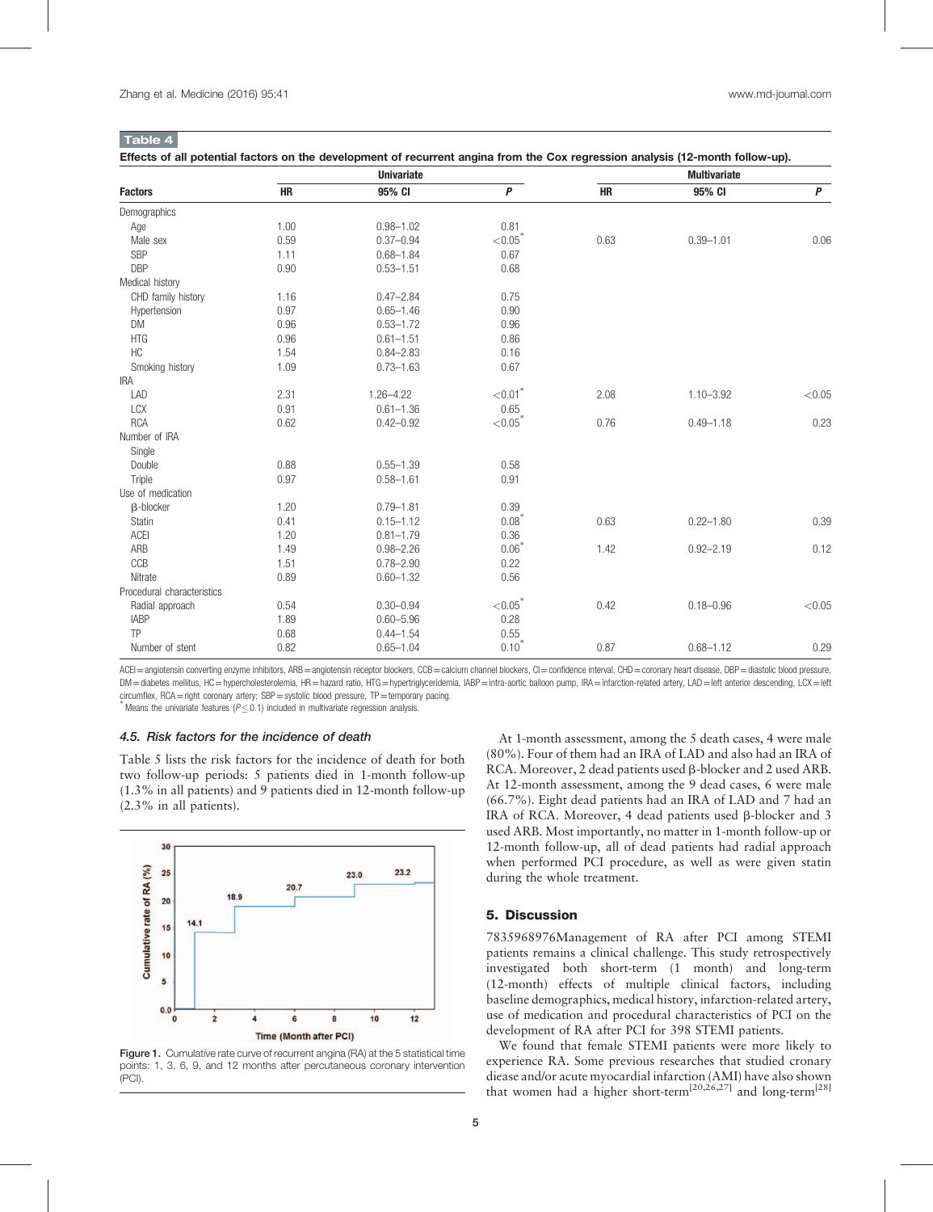**Table 4**

**Effects of all potential factors on the development of recurrent angina from the Cox regression analysis (12-month follow-up).**

| Factors | Univariate | | | Multivariate | | |
|---|---|---|---|---|---|---|
| | HR | 95% CI | P | HR | 95% CI | P |
| Demographics | | | | | | |
| Age | 1.00 | 0.98–1.02 | 0.81 | | | |
| Male sex | 0.59 | 0.37–0.94 | <0.05* | 0.63 | 0.39–1.01 | 0.06 |
| SBP | 1.11 | 0.68–1.84 | 0.67 | | | |
| DBP | 0.90 | 0.53–1.51 | 0.68 | | | |
| Medical history | | | | | | |
| CHD family history | 1.16 | 0.47–2.84 | 0.75 | | | |
| Hypertension | 0.97 | 0.65–1.46 | 0.90 | | | |
| DM | 0.96 | 0.53–1.72 | 0.96 | | | |
| HTG | 0.96 | 0.61–1.51 | 0.86 | | | |
| HC | 1.54 | 0.84–2.83 | 0.16 | | | |
| Smoking history | 1.09 | 0.73–1.63 | 0.67 | | | |
| IRA | | | | | | |
| LAD | 2.31 | 1.26–4.22 | <0.01* | 2.08 | 1.10–3.92 | <0.05 |
| LCX | 0.91 | 0.61–1.36 | 0.65 | | | |
| RCA | 0.62 | 0.42–0.92 | <0.05* | 0.76 | 0.49–1.18 | 0.23 |
| Number of IRA | | | | | | |
| Single | | | | | | |
| Double | 0.88 | 0.55–1.39 | 0.58 | | | |
| Triple | 0.97 | 0.58–1.61 | 0.91 | | | |
| Use of medication | | | | | | |
| β-blocker | 1.20 | 0.79–1.81 | 0.39 | | | |
| Statin | 0.41 | 0.15–1.12 | 0.08* | 0.63 | 0.22–1.80 | 0.39 |
| ACEI | 1.20 | 0.81–1.79 | 0.36 | | | |
| ARB | 1.49 | 0.98–2.26 | 0.06* | 1.42 | 0.92–2.19 | 0.12 |
| CCB | 1.51 | 0.78–2.90 | 0.22 | | | |
| Nitrate | 0.89 | 0.60–1.32 | 0.56 | | | |
| Procedural characteristics | | | | | | |
| Radial approach | 0.54 | 0.30–0.94 | <0.05* | 0.42 | 0.18–0.96 | <0.05 |
| IABP | 1.89 | 0.60–5.96 | 0.28 | | | |
| TP | 0.68 | 0.44–1.54 | 0.55 | | | |
| Number of stent | 0.82 | 0.65–1.04 | 0.10* | 0.87 | 0.68–1.12 | 0.29 |

ACEI = angiotensin converting enzyme inhibitors, ARB = angiotensin receptor blockers, CCB = calcium channel blockers, CI = confidence interval, CHD = coronary heart disease, DBP = diastolic blood pressure, DM = diabetes mellitus, HC = hypercholesterolemia, HR = hazard ratio, HTG = hypertriglyceridemia, IABP = intra-aortic balloon pump, IRA = infarction-related artery, LAD = left anterior descending, LCX = left circumflex, RCA = right coronary artery; SBP = systolic blood pressure, TP = temporary pacing.

* Means the univariate features ($P \leq 0.1$) included in multivariate regression analysis.

### 4.5. Risk factors for the incidence of death

Table 5 lists the risk factors for the incidence of death for both two follow-up periods: 5 patients died in 1-month follow-up (1.3% in all patients) and 9 patients died in 12-month follow-up (2.3% in all patients).

Figure 1. Cumulative rate curve of recurrent angina (RA) at the 5 statistical time points: 1, 3, 6, 9, and 12 months after percutaneous coronary intervention (PCI).

At 1-month assessment, among the 5 death cases, 4 were male (80%). Four of them had an IRA of LAD and also had an IRA of RCA. Moreover, 2 dead patients used β-blocker and 2 used ARB. At 12-month assessment, among the 9 dead cases, 6 were male (66.7%). Eight dead patients had an IRA of LAD and 7 had an IRA of RCA. Moreover, 4 dead patients used β-blocker and 3 used ARB. Most importantly, no matter in 1-month follow-up or 12-month follow-up, all of dead patients had radial approach when performed PCI procedure, as well as were given statin during the whole treatment.

## 5. Discussion

7835968976Management of RA after PCI among STEMI patients remains a clinical challenge. This study retrospectively investigated both short-term (1 month) and long-term (12-month) effects of multiple clinical factors, including baseline demographics, medical history, infarction-related artery, use of medication and procedural characteristics of PCI on the development of RA after PCI for 398 STEMI patients.

We found that female STEMI patients were more likely to experience RA. Some previous researches that studied cronary disease and/or acute myocardial infarction (AMI) have also shown that women had a higher short-term[20,26,27] and long-term[28]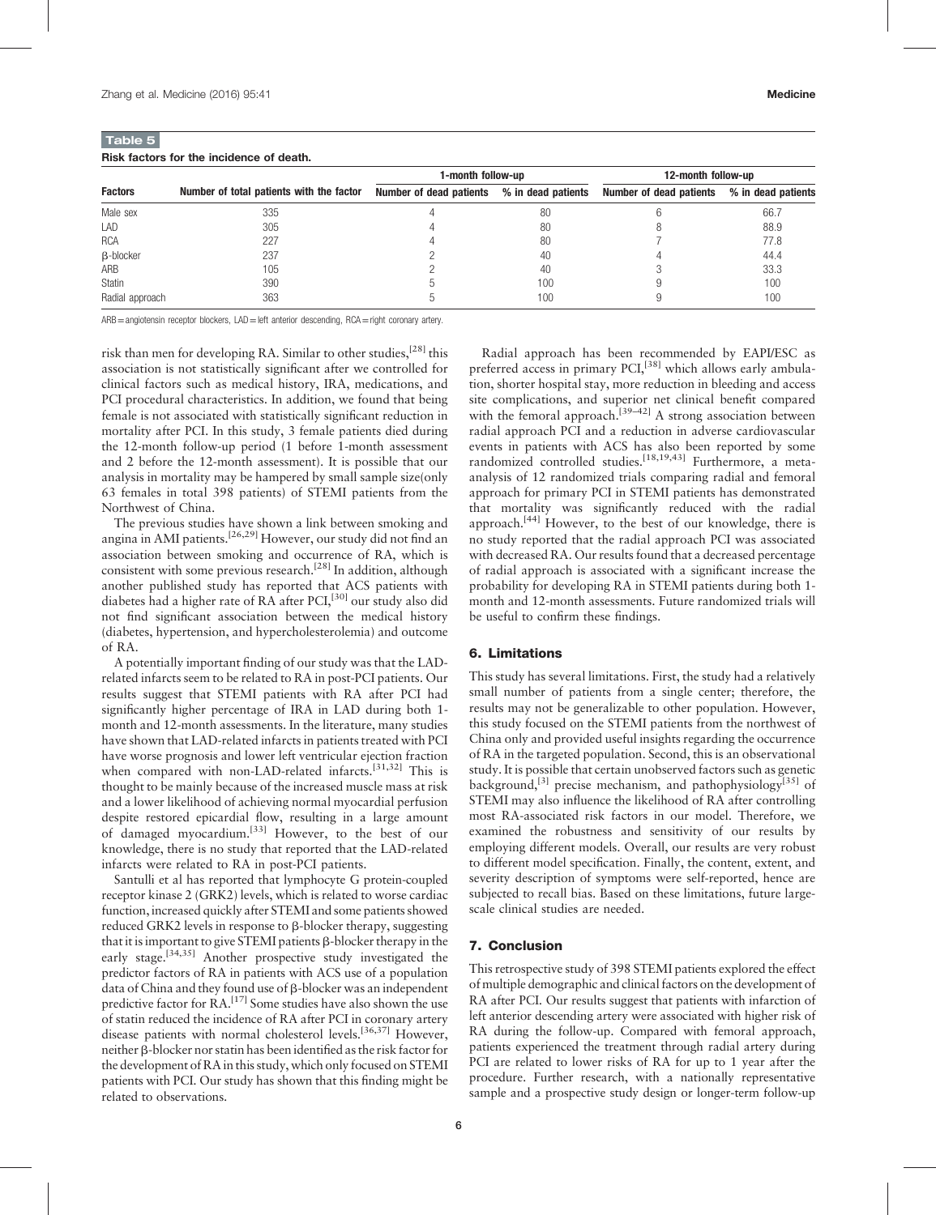**Table 5**

**Risk factors for the incidence of death.**

| Factors | Number of total patients with the factor | 1-month follow-up | | 12-month follow-up | |
|---|---|---|---|---|---|
| | | Number of dead patients | % in dead patients | Number of dead patients | % in dead patients |
| Male sex | 335 | 4 | 80 | 6 | 66.7 |
| LAD | 305 | 4 | 80 | 8 | 88.9 |
| RCA | 227 | 4 | 80 | 7 | 77.8 |
| β-blocker | 237 | 2 | 40 | 4 | 44.4 |
| ARB | 105 | 2 | 40 | 3 | 33.3 |
| Statin | 390 | 5 | 100 | 9 | 100 |
| Radial approach | 363 | 5 | 100 | 9 | 100 |

ARB = angiotensin receptor blockers, LAD = left anterior descending, RCA = right coronary artery.

risk than men for developing RA. Similar to other studies,[28] this association is not statistically significant after we controlled for clinical factors such as medical history, IRA, medications, and PCI procedural characteristics. In addition, we found that being female is not associated with statistically significant reduction in mortality after PCI. In this study, 3 female patients died during the 12-month follow-up period (1 before 1-month assessment and 2 before the 12-month assessment). It is possible that our analysis in mortality may be hampered by small sample size(only 63 females in total 398 patients) of STEMI patients from the Northwest of China.

The previous studies have shown a link between smoking and angina in AMI patients.[26,29] However, our study did not find an association between smoking and occurrence of RA, which is consistent with some previous research.[28] In addition, although another published study has reported that ACS patients with diabetes had a higher rate of RA after PCI,[30] our study also did not find significant association between the medical history (diabetes, hypertension, and hypercholesterolemia) and outcome of RA.

A potentially important finding of our study was that the LAD-related infarcts seem to be related to RA in post-PCI patients. Our results suggest that STEMI patients with RA after PCI had significantly higher percentage of IRA in LAD during both 1-month and 12-month assessments. In the literature, many studies have shown that LAD-related infarcts in patients treated with PCI have worse prognosis and lower left ventricular ejection fraction when compared with non-LAD-related infarcts.[31,32] This is thought to be mainly because of the increased muscle mass at risk and a lower likelihood of achieving normal myocardial perfusion despite restored epicardial flow, resulting in a large amount of damaged myocardium.[33] However, to the best of our knowledge, there is no study that reported that the LAD-related infarcts were related to RA in post-PCI patients.

Santulli et al has reported that lymphocyte G protein-coupled receptor kinase 2 (GRK2) levels, which is related to worse cardiac function, increased quickly after STEMI and some patients showed reduced GRK2 levels in response to β-blocker therapy, suggesting that it is important to give STEMI patients β-blocker therapy in the early stage.[34,35] Another prospective study investigated the predictor factors of RA in patients with ACS use of a population data of China and they found use of β-blocker was an independent predictive factor for RA.[17] Some studies have also shown the use of statin reduced the incidence of RA after PCI in coronary artery disease patients with normal cholesterol levels.[36,37] However, neither β-blocker nor statin has been identified as the risk factor for the development of RA in this study, which only focused on STEMI patients with PCI. Our study has shown that this finding might be related to observations.

Radial approach has been recommended by EAPI/ESC as preferred access in primary PCI,[38] which allows early ambulation, shorter hospital stay, more reduction in bleeding and access site complications, and superior net clinical benefit compared with the femoral approach.[39–42] A strong association between radial approach PCI and a reduction in adverse cardiovascular events in patients with ACS has also been reported by some randomized controlled studies.[18,19,43] Furthermore, a meta-analysis of 12 randomized trials comparing radial and femoral approach for primary PCI in STEMI patients has demonstrated that mortality was significantly reduced with the radial approach.[44] However, to the best of our knowledge, there is no study reported that the radial approach PCI was associated with decreased RA. Our results found that a decreased percentage of radial approach is associated with a significant increase the probability for developing RA in STEMI patients during both 1-month and 12-month assessments. Future randomized trials will be useful to confirm these findings.

## 6. Limitations

This study has several limitations. First, the study had a relatively small number of patients from a single center; therefore, the results may not be generalizable to other population. However, this study focused on the STEMI patients from the northwest of China only and provided useful insights regarding the occurrence of RA in the targeted population. Second, this is an observational study. It is possible that certain unobserved factors such as genetic background,[3] precise mechanism, and pathophysiology[35] of STEMI may also influence the likelihood of RA after controlling most RA-associated risk factors in our model. Therefore, we examined the robustness and sensitivity of our results by employing different models. Overall, our results are very robust to different model specification. Finally, the content, extent, and severity description of symptoms were self-reported, hence are subjected to recall bias. Based on these limitations, future large-scale clinical studies are needed.

## 7. Conclusion

This retrospective study of 398 STEMI patients explored the effect of multiple demographic and clinical factors on the development of RA after PCI. Our results suggest that patients with infarction of left anterior descending artery were associated with higher risk of RA during the follow-up. Compared with femoral approach, patients experienced the treatment through radial artery during PCI are related to lower risks of RA for up to 1 year after the procedure. Further research, with a nationally representative sample and a prospective study design or longer-term follow-up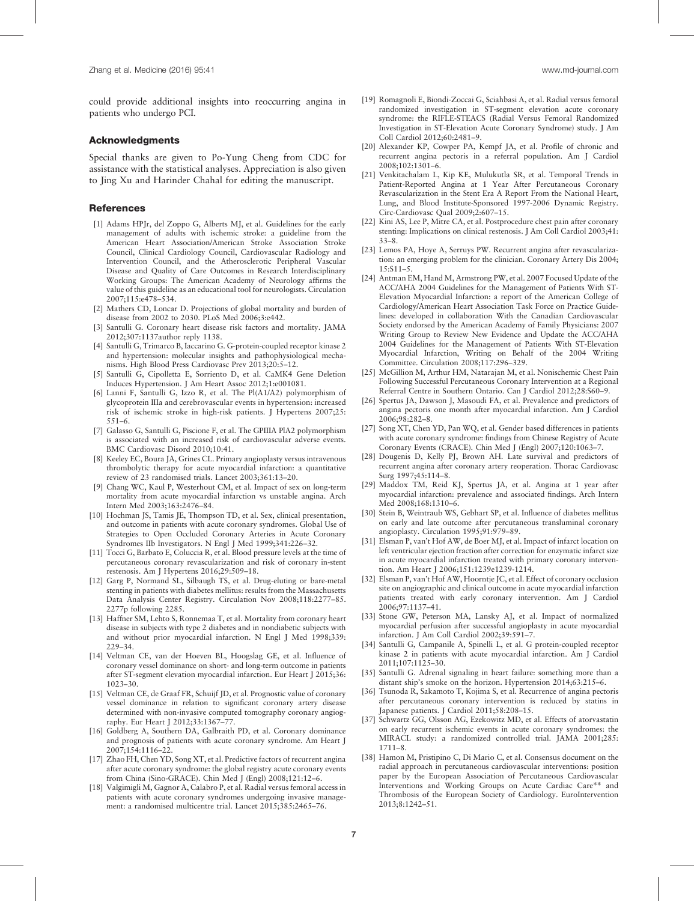could provide additional insights into reoccurring angina in patients who undergo PCI.

## Acknowledgments

Special thanks are given to Po-Yung Cheng from CDC for assistance with the statistical analyses. Appreciation is also given to Jing Xu and Harinder Chahal for editing the manuscript.

## References

[1] Adams HPJr, del Zoppo G, Alberts MJ, et al. Guidelines for the early management of adults with ischemic stroke: a guideline from the American Heart Association/American Stroke Association Stroke Council, Clinical Cardiology Council, Cardiovascular Radiology and Intervention Council, and the Atherosclerotic Peripheral Vascular Disease and Quality of Care Outcomes in Research Interdisciplinary Working Groups: The American Academy of Neurology affirms the value of this guideline as an educational tool for neurologists. Circulation 2007;115:e478–534.

[2] Mathers CD, Loncar D. Projections of global mortality and burden of disease from 2002 to 2030. PLoS Med 2006;3:e442.

[3] Santulli G. Coronary heart disease risk factors and mortality. JAMA 2012;307:1137author reply 1138.

[4] Santulli G, Trimarco B, Iaccarino G. G-protein-coupled receptor kinase 2 and hypertension: molecular insights and pathophysiological mechanisms. High Blood Press Cardiovasc Prev 2013;20:5–12.

[5] Santulli G, Cipolletta E, Sorriento D, et al. CaMK4 Gene Deletion Induces Hypertension. J Am Heart Assoc 2012;1:e001081.

[6] Lanni F, Santulli G, Izzo R, et al. The Pl(A1/A2) polymorphism of glycoprotein IIIa and cerebrovascular events in hypertension: increased risk of ischemic stroke in high-risk patients. J Hypertens 2007;25: 551–6.

[7] Galasso G, Santulli G, Piscione F, et al. The GPIIIA PlA2 polymorphism is associated with an increased risk of cardiovascular adverse events. BMC Cardiovasc Disord 2010;10:41.

[8] Keeley EC, Boura JA, Grines CL. Primary angioplasty versus intravenous thrombolytic therapy for acute myocardial infarction: a quantitative review of 23 randomised trials. Lancet 2003;361:13–20.

[9] Chang WC, Kaul P, Westerhout CM, et al. Impact of sex on long-term mortality from acute myocardial infarction vs unstable angina. Arch Intern Med 2003;163:2476–84.

[10] Hochman JS, Tamis JE, Thompson TD, et al. Sex, clinical presentation, and outcome in patients with acute coronary syndromes. Global Use of Strategies to Open Occluded Coronary Arteries in Acute Coronary Syndromes IIb Investigators. N Engl J Med 1999;341:226–32.

[11] Tocci G, Barbato E, Coluccia R, et al. Blood pressure levels at the time of percutaneous coronary revascularization and risk of coronary in-stent restenosis. Am J Hypertens 2016;29:509–18.

[12] Garg P, Normand SL, Silbaugh TS, et al. Drug-eluting or bare-metal stenting in patients with diabetes mellitus: results from the Massachusetts Data Analysis Center Registry. Circulation Nov 2008;118:2277–85. 2277p following 2285.

[13] Haffner SM, Lehto S, Ronnemaa T, et al. Mortality from coronary heart disease in subjects with type 2 diabetes and in nondiabetic subjects with and without prior myocardial infarction. N Engl J Med 1998;339: 229–34.

[14] Veltman CE, van der Hoeven BL, Hoogslag GE, et al. Influence of coronary vessel dominance on short- and long-term outcome in patients after ST-segment elevation myocardial infarction. Eur Heart J 2015;36: 1023–30.

[15] Veltman CE, de Graaf FR, Schuijf JD, et al. Prognostic value of coronary vessel dominance in relation to significant coronary artery disease determined with non-invasive computed tomography coronary angiography. Eur Heart J 2012;33:1367–77.

[16] Goldberg A, Southern DA, Galbraith PD, et al. Coronary dominance and prognosis of patients with acute coronary syndrome. Am Heart J 2007;154:1116–22.

[17] Zhao FH, Chen YD, Song XT, et al. Predictive factors of recurrent angina after acute coronary syndrome: the global registry acute coronary events from China (Sino-GRACE). Chin Med J (Engl) 2008;121:12–6.

[18] Valgimigli M, Gagnor A, Calabro P, et al. Radial versus femoral access in patients with acute coronary syndromes undergoing invasive management: a randomised multicentre trial. Lancet 2015;385:2465–76.

[19] Romagnoli E, Biondi-Zoccai G, Sciahbasi A, et al. Radial versus femoral randomized investigation in ST-segment elevation acute coronary syndrome: the RIFLE-STEACS (Radial Versus Femoral Randomized Investigation in ST-Elevation Acute Coronary Syndrome) study. J Am Coll Cardiol 2012;60:2481–9.

[20] Alexander KP, Cowper PA, Kempf JA, et al. Profile of chronic and recurrent angina pectoris in a referral population. Am J Cardiol 2008;102:1301–6.

[21] Venkitachalam L, Kip KE, Mulukutla SR, et al. Temporal Trends in Patient-Reported Angina at 1 Year After Percutaneous Coronary Revascularization in the Stent Era A Report From the National Heart, Lung, and Blood Institute-Sponsored 1997-2006 Dynamic Registry. Circ-Cardiovasc Qual 2009;2:607–15.

[22] Kini AS, Lee P, Mitre CA, et al. Postprocedure chest pain after coronary stenting: Implications on clinical restenosis. J Am Coll Cardiol 2003;41: 33–8.

[23] Lemos PA, Hoye A, Serruys PW. Recurrent angina after revascularization: an emerging problem for the clinician. Coronary Artery Dis 2004; 15:S11–5.

[24] Antman EM, Hand M, Armstrong PW, et al. 2007 Focused Update of the ACC/AHA 2004 Guidelines for the Management of Patients With ST-Elevation Myocardial Infarction: a report of the American College of Cardiology/American Heart Association Task Force on Practice Guidelines: developed in collaboration With the Canadian Cardiovascular Society endorsed by the American Academy of Family Physicians: 2007 Writing Group to Review New Evidence and Update the ACC/AHA 2004 Guidelines for the Management of Patients With ST-Elevation Myocardial Infarction, Writing on Behalf of the 2004 Writing Committee. Circulation 2008;117:296–329.

[25] McGillion M, Arthur HM, Natarajan M, et al. Nonischemic Chest Pain Following Successful Percutaneous Coronary Intervention at a Regional Referral Centre in Southern Ontario. Can J Cardiol 2012;28:S60–9.

[26] Spertus JA, Dawson J, Masoudi FA, et al. Prevalence and predictors of angina pectoris one month after myocardial infarction. Am J Cardiol 2006;98:282–8.

[27] Song XT, Chen YD, Pan WQ, et al. Gender based differences in patients with acute coronary syndrome: findings from Chinese Registry of Acute Coronary Events (CRACE). Chin Med J (Engl) 2007;120:1063–7.

[28] Dougenis D, Kelly PJ, Brown AH. Late survival and predictors of recurrent angina after coronary artery reoperation. Thorac Cardiovasc Surg 1997;45:114–8.

[29] Maddox TM, Reid KJ, Spertus JA, et al. Angina at 1 year after myocardial infarction: prevalence and associated findings. Arch Intern Med 2008;168:1310–6.

[30] Stein B, Weintraub WS, Gebhart SP, et al. Influence of diabetes mellitus on early and late outcome after percutaneous transluminal coronary angioplasty. Circulation 1995;91:979–89.

[31] Elsman P, van't Hof AW, de Boer MJ, et al. Impact of infarct location on left ventricular ejection fraction after correction for enzymatic infarct size in acute myocardial infarction treated with primary coronary intervention. Am Heart J 2006;151:1239e1239-1214.

[32] Elsman P, van't Hof AW, Hoorntje JC, et al. Effect of coronary occlusion site on angiographic and clinical outcome in acute myocardial infarction patients treated with early coronary intervention. Am J Cardiol 2006;97:1137–41.

[33] Stone GW, Peterson MA, Lansky AJ, et al. Impact of normalized myocardial perfusion after successful angioplasty in acute myocardial infarction. J Am Coll Cardiol 2002;39:591–7.

[34] Santulli G, Campanile A, Spinelli L, et al. G protein-coupled receptor kinase 2 in patients with acute myocardial infarction. Am J Cardiol 2011;107:1125–30.

[35] Santulli G. Adrenal signaling in heart failure: something more than a distant ship's smoke on the horizon. Hypertension 2014;63:215–6.

[36] Tsunoda R, Sakamoto T, Kojima S, et al. Recurrence of angina pectoris after percutaneous coronary intervention is reduced by statins in Japanese patients. J Cardiol 2011;58:208–15.

[37] Schwartz GG, Olsson AG, Ezekowitz MD, et al. Effects of atorvastatin on early recurrent ischemic events in acute coronary syndromes: the MIRACL study: a randomized controlled trial. JAMA 2001;285: 1711–8.

[38] Hamon M, Pristipino C, Di Mario C, et al. Consensus document on the radial approach in percutaneous cardiovascular interventions: position paper by the European Association of Percutaneous Cardiovascular Interventions and Working Groups on Acute Cardiac Care** and Thrombosis of the European Society of Cardiology. EuroIntervention 2013;8:1242–51.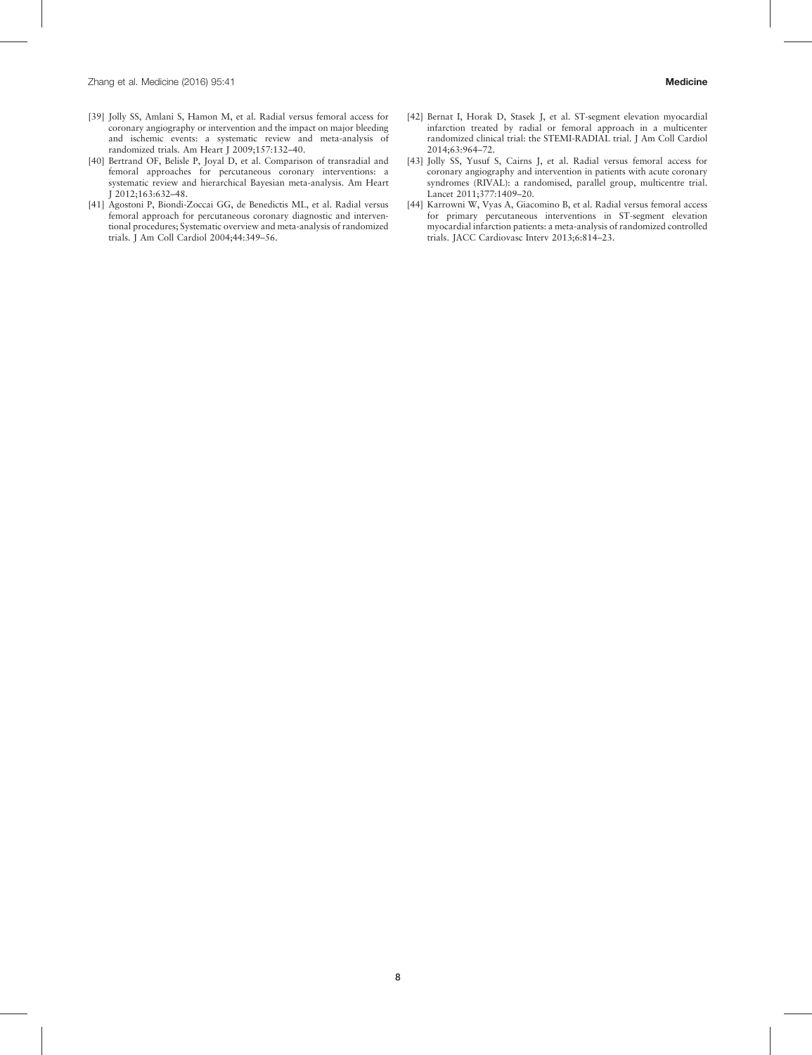[39] Jolly SS, Amlani S, Hamon M, et al. Radial versus femoral access for coronary angiography or intervention and the impact on major bleeding and ischemic events: a systematic review and meta-analysis of randomized trials. Am Heart J 2009;157:132–40.

[40] Bertrand OF, Belisle P, Joyal D, et al. Comparison of transradial and femoral approaches for percutaneous coronary interventions: a systematic review and hierarchical Bayesian meta-analysis. Am Heart J 2012;163:632–48.

[41] Agostoni P, Biondi-Zoccai GG, de Benedictis ML, et al. Radial versus femoral approach for percutaneous coronary diagnostic and interventional procedures; Systematic overview and meta-analysis of randomized trials. J Am Coll Cardiol 2004;44:349–56.

[42] Bernat I, Horak D, Stasek J, et al. ST-segment elevation myocardial infarction treated by radial or femoral approach in a multicenter randomized clinical trial: the STEMI-RADIAL trial. J Am Coll Cardiol 2014;63:964–72.

[43] Jolly SS, Yusuf S, Cairns J, et al. Radial versus femoral access for coronary angiography and intervention in patients with acute coronary syndromes (RIVAL): a randomised, parallel group, multicentre trial. Lancet 2011;377:1409–20.

[44] Karrowni W, Vyas A, Giacomino B, et al. Radial versus femoral access for primary percutaneous interventions in ST-segment elevation myocardial infarction patients: a meta-analysis of randomized controlled trials. JACC Cardiovasc Interv 2013;6:814–23.